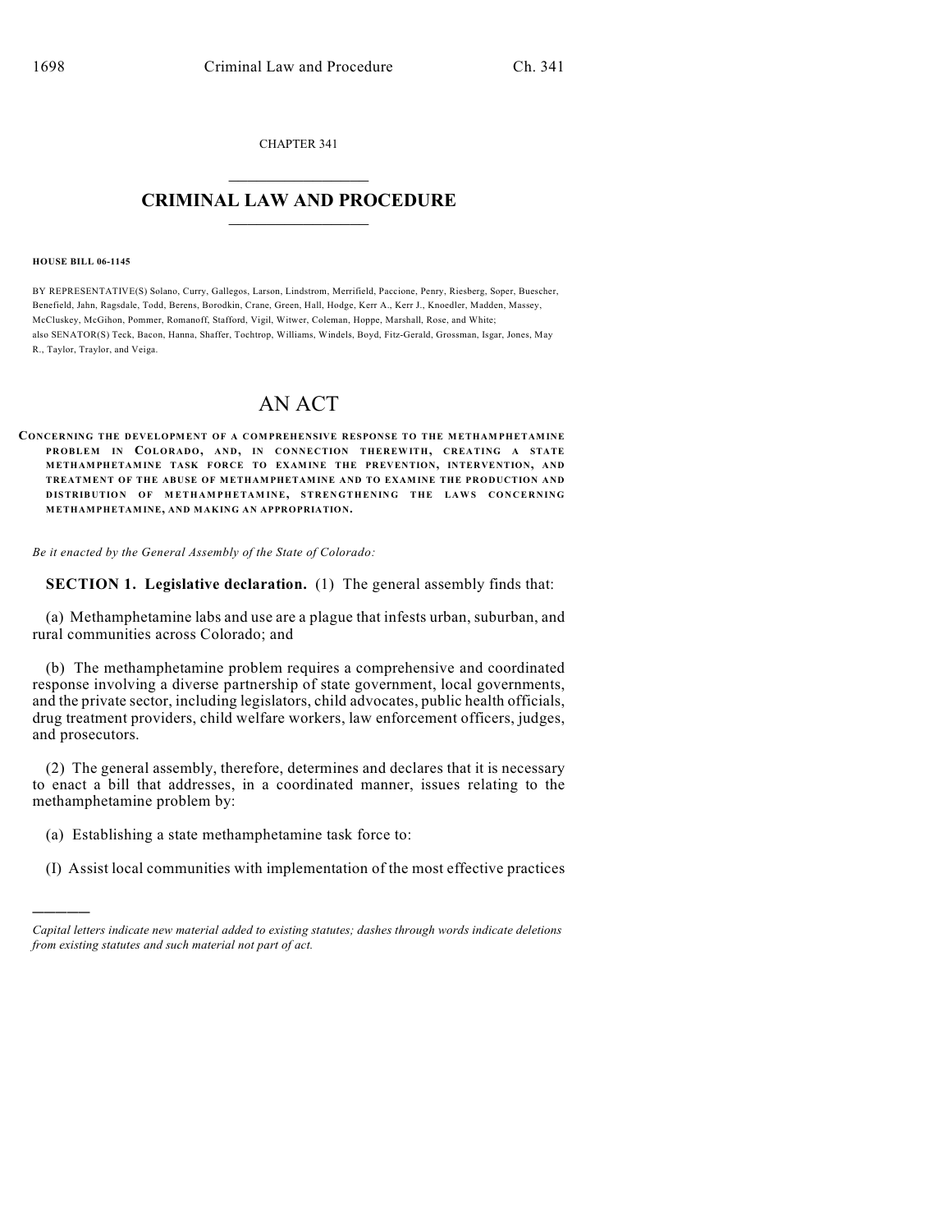CHAPTER 341

# CRIMINAL LAW AND PROCEDURE

**HOUSE BILL 06-1145**

BY REPRESENTATIVE(S) Solano, Curry, Gallegos, Larson, Lindstrom, Merrifield, Paccione, Penry, Riesberg, Soper, Buescher, Benefield, Jahn, Ragsdale, Todd, Berens, Borodkin, Crane, Green, Hall, Hodge, Kerr A., Kerr J., Knoedler, Madden, Massey, McCluskey, McGihon, Pommer, Romanoff, Stafford, Vigil, Witwer, Coleman, Hoppe, Marshall, Rose, and White;
also SENATOR(S) Teck, Bacon, Hanna, Shaffer, Tochtrop, Williams, Windels, Boyd, Fitz-Gerald, Grossman, Isgar, Jones, May R., Taylor, Traylor, and Veiga.

# AN ACT

**CONCERNING THE DEVELOPMENT OF A COMPREHENSIVE RESPONSE TO THE METHAMPHETAMINE PROBLEM IN COLORADO, AND, IN CONNECTION THEREWITH, CREATING A STATE METHAMPHETAMINE TASK FORCE TO EXAMINE THE PREVENTION, INTERVENTION, AND TREATMENT OF THE ABUSE OF METHAMPHETAMINE AND TO EXAMINE THE PRODUCTION AND DISTRIBUTION OF METHAMPHETAMINE, STRENGTHENING THE LAWS CONCERNING METHAMPHETAMINE, AND MAKING AN APPROPRIATION.**

*Be it enacted by the General Assembly of the State of Colorado:*

**SECTION 1. Legislative declaration.** (1) The general assembly finds that:

(a) Methamphetamine labs and use are a plague that infests urban, suburban, and rural communities across Colorado; and

(b) The methamphetamine problem requires a comprehensive and coordinated response involving a diverse partnership of state government, local governments, and the private sector, including legislators, child advocates, public health officials, drug treatment providers, child welfare workers, law enforcement officers, judges, and prosecutors.

(2) The general assembly, therefore, determines and declares that it is necessary to enact a bill that addresses, in a coordinated manner, issues relating to the methamphetamine problem by:

(a) Establishing a state methamphetamine task force to:

(I) Assist local communities with implementation of the most effective practices

---

*Capital letters indicate new material added to existing statutes; dashes through words indicate deletions from existing statutes and such material not part of act.*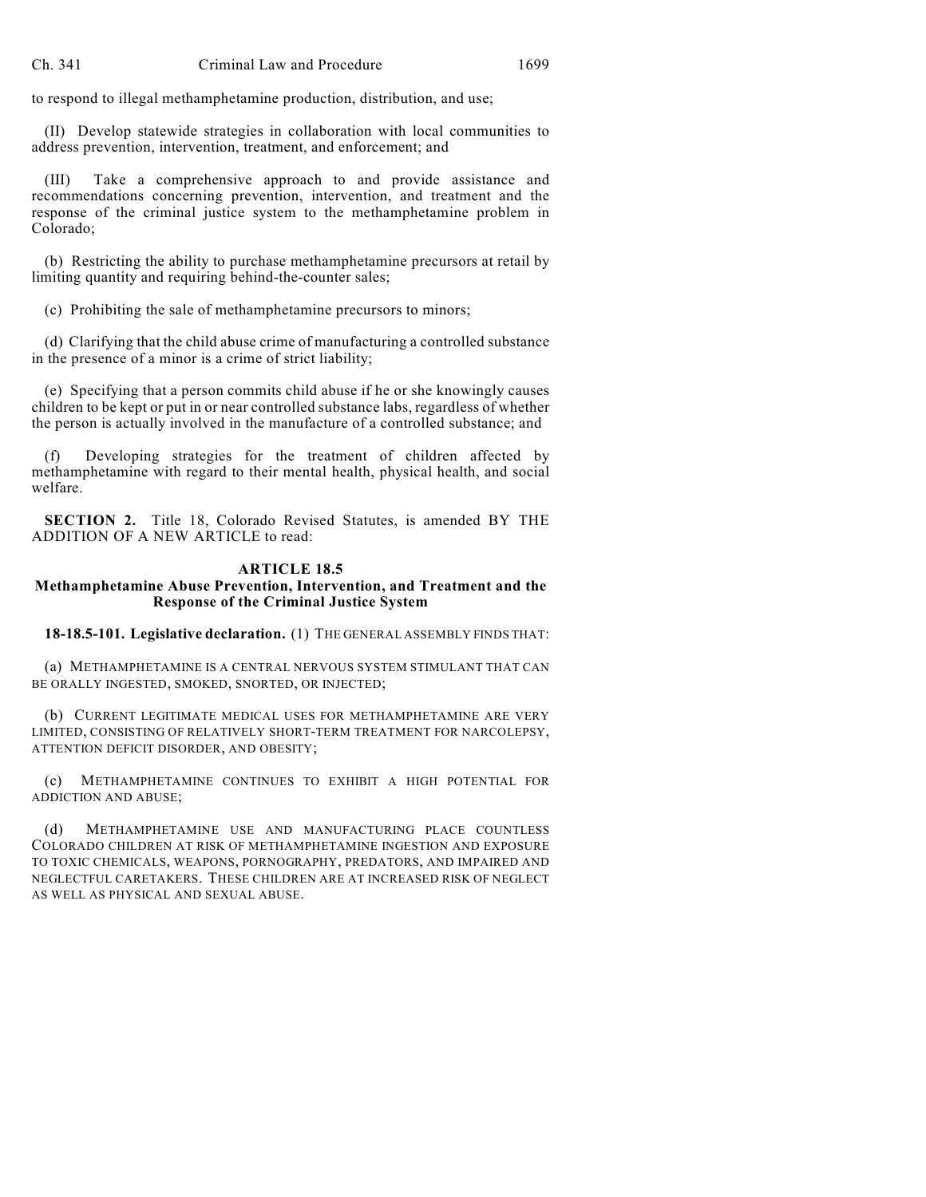to respond to illegal methamphetamine production, distribution, and use;

(II) Develop statewide strategies in collaboration with local communities to address prevention, intervention, treatment, and enforcement; and

(III) Take a comprehensive approach to and provide assistance and recommendations concerning prevention, intervention, and treatment and the response of the criminal justice system to the methamphetamine problem in Colorado;

(b) Restricting the ability to purchase methamphetamine precursors at retail by limiting quantity and requiring behind-the-counter sales;

(c) Prohibiting the sale of methamphetamine precursors to minors;

(d) Clarifying that the child abuse crime of manufacturing a controlled substance in the presence of a minor is a crime of strict liability;

(e) Specifying that a person commits child abuse if he or she knowingly causes children to be kept or put in or near controlled substance labs, regardless of whether the person is actually involved in the manufacture of a controlled substance; and

(f) Developing strategies for the treatment of children affected by methamphetamine with regard to their mental health, physical health, and social welfare.

**SECTION 2.** Title 18, Colorado Revised Statutes, is amended BY THE ADDITION OF A NEW ARTICLE to read:

## ARTICLE 18.5
## Methamphetamine Abuse Prevention, Intervention, and Treatment and the Response of the Criminal Justice System

**18-18.5-101. Legislative declaration.** (1) THE GENERAL ASSEMBLY FINDS THAT:

(a) METHAMPHETAMINE IS A CENTRAL NERVOUS SYSTEM STIMULANT THAT CAN BE ORALLY INGESTED, SMOKED, SNORTED, OR INJECTED;

(b) CURRENT LEGITIMATE MEDICAL USES FOR METHAMPHETAMINE ARE VERY LIMITED, CONSISTING OF RELATIVELY SHORT-TERM TREATMENT FOR NARCOLEPSY, ATTENTION DEFICIT DISORDER, AND OBESITY;

(c) METHAMPHETAMINE CONTINUES TO EXHIBIT A HIGH POTENTIAL FOR ADDICTION AND ABUSE;

(d) METHAMPHETAMINE USE AND MANUFACTURING PLACE COUNTLESS COLORADO CHILDREN AT RISK OF METHAMPHETAMINE INGESTION AND EXPOSURE TO TOXIC CHEMICALS, WEAPONS, PORNOGRAPHY, PREDATORS, AND IMPAIRED AND NEGLECTFUL CARETAKERS. THESE CHILDREN ARE AT INCREASED RISK OF NEGLECT AS WELL AS PHYSICAL AND SEXUAL ABUSE.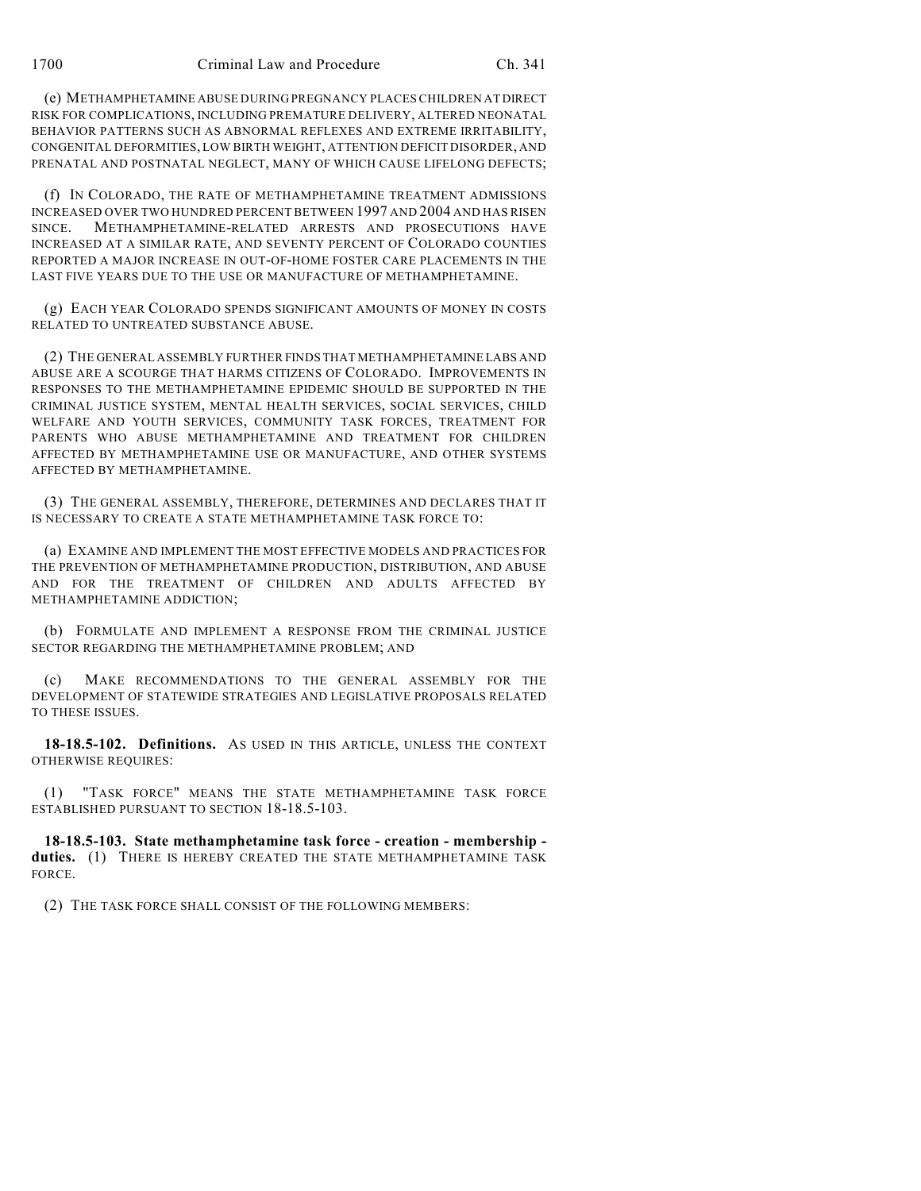(e) METHAMPHETAMINE ABUSE DURING PREGNANCY PLACES CHILDREN AT DIRECT RISK FOR COMPLICATIONS, INCLUDING PREMATURE DELIVERY, ALTERED NEONATAL BEHAVIOR PATTERNS SUCH AS ABNORMAL REFLEXES AND EXTREME IRRITABILITY, CONGENITAL DEFORMITIES, LOW BIRTH WEIGHT, ATTENTION DEFICIT DISORDER, AND PRENATAL AND POSTNATAL NEGLECT, MANY OF WHICH CAUSE LIFELONG DEFECTS;

(f) IN COLORADO, THE RATE OF METHAMPHETAMINE TREATMENT ADMISSIONS INCREASED OVER TWO HUNDRED PERCENT BETWEEN 1997 AND 2004 AND HAS RISEN SINCE. METHAMPHETAMINE-RELATED ARRESTS AND PROSECUTIONS HAVE INCREASED AT A SIMILAR RATE, AND SEVENTY PERCENT OF COLORADO COUNTIES REPORTED A MAJOR INCREASE IN OUT-OF-HOME FOSTER CARE PLACEMENTS IN THE LAST FIVE YEARS DUE TO THE USE OR MANUFACTURE OF METHAMPHETAMINE.

(g) EACH YEAR COLORADO SPENDS SIGNIFICANT AMOUNTS OF MONEY IN COSTS RELATED TO UNTREATED SUBSTANCE ABUSE.

(2) THE GENERAL ASSEMBLY FURTHER FINDS THAT METHAMPHETAMINE LABS AND ABUSE ARE A SCOURGE THAT HARMS CITIZENS OF COLORADO. IMPROVEMENTS IN RESPONSES TO THE METHAMPHETAMINE EPIDEMIC SHOULD BE SUPPORTED IN THE CRIMINAL JUSTICE SYSTEM, MENTAL HEALTH SERVICES, SOCIAL SERVICES, CHILD WELFARE AND YOUTH SERVICES, COMMUNITY TASK FORCES, TREATMENT FOR PARENTS WHO ABUSE METHAMPHETAMINE AND TREATMENT FOR CHILDREN AFFECTED BY METHAMPHETAMINE USE OR MANUFACTURE, AND OTHER SYSTEMS AFFECTED BY METHAMPHETAMINE.

(3) THE GENERAL ASSEMBLY, THEREFORE, DETERMINES AND DECLARES THAT IT IS NECESSARY TO CREATE A STATE METHAMPHETAMINE TASK FORCE TO:

(a) EXAMINE AND IMPLEMENT THE MOST EFFECTIVE MODELS AND PRACTICES FOR THE PREVENTION OF METHAMPHETAMINE PRODUCTION, DISTRIBUTION, AND ABUSE AND FOR THE TREATMENT OF CHILDREN AND ADULTS AFFECTED BY METHAMPHETAMINE ADDICTION;

(b) FORMULATE AND IMPLEMENT A RESPONSE FROM THE CRIMINAL JUSTICE SECTOR REGARDING THE METHAMPHETAMINE PROBLEM; AND

(c) MAKE RECOMMENDATIONS TO THE GENERAL ASSEMBLY FOR THE DEVELOPMENT OF STATEWIDE STRATEGIES AND LEGISLATIVE PROPOSALS RELATED TO THESE ISSUES.

**18-18.5-102. Definitions.** AS USED IN THIS ARTICLE, UNLESS THE CONTEXT OTHERWISE REQUIRES:

(1) "TASK FORCE" MEANS THE STATE METHAMPHETAMINE TASK FORCE ESTABLISHED PURSUANT TO SECTION 18-18.5-103.

**18-18.5-103. State methamphetamine task force - creation - membership - duties.** (1) THERE IS HEREBY CREATED THE STATE METHAMPHETAMINE TASK FORCE.

(2) THE TASK FORCE SHALL CONSIST OF THE FOLLOWING MEMBERS: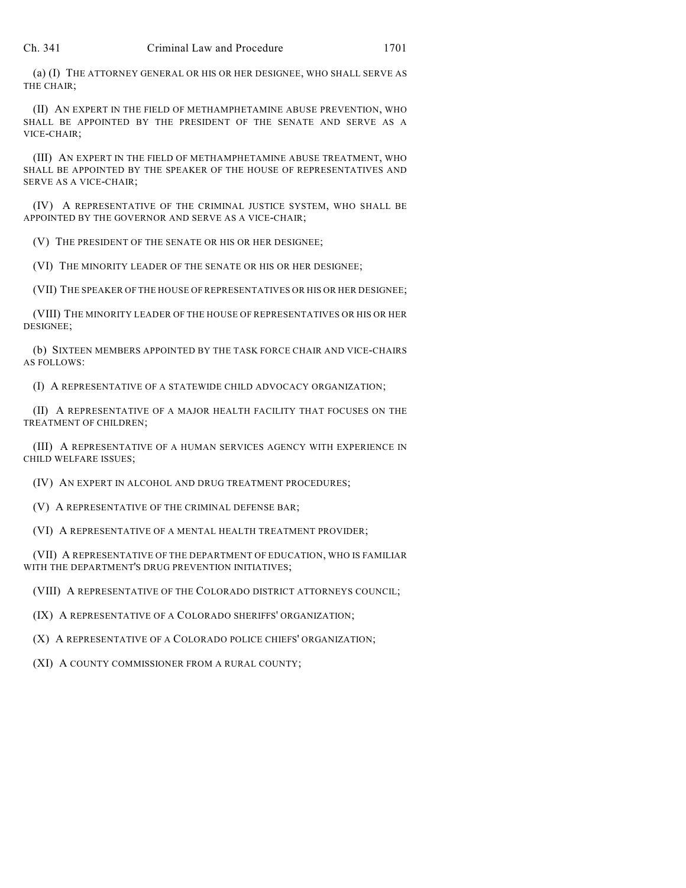(a) (I) THE ATTORNEY GENERAL OR HIS OR HER DESIGNEE, WHO SHALL SERVE AS THE CHAIR;

(II) AN EXPERT IN THE FIELD OF METHAMPHETAMINE ABUSE PREVENTION, WHO SHALL BE APPOINTED BY THE PRESIDENT OF THE SENATE AND SERVE AS A VICE-CHAIR;

(III) AN EXPERT IN THE FIELD OF METHAMPHETAMINE ABUSE TREATMENT, WHO SHALL BE APPOINTED BY THE SPEAKER OF THE HOUSE OF REPRESENTATIVES AND SERVE AS A VICE-CHAIR;

(IV) A REPRESENTATIVE OF THE CRIMINAL JUSTICE SYSTEM, WHO SHALL BE APPOINTED BY THE GOVERNOR AND SERVE AS A VICE-CHAIR;

(V) THE PRESIDENT OF THE SENATE OR HIS OR HER DESIGNEE;

(VI) THE MINORITY LEADER OF THE SENATE OR HIS OR HER DESIGNEE;

(VII) THE SPEAKER OF THE HOUSE OF REPRESENTATIVES OR HIS OR HER DESIGNEE;

(VIII) THE MINORITY LEADER OF THE HOUSE OF REPRESENTATIVES OR HIS OR HER DESIGNEE;

(b) SIXTEEN MEMBERS APPOINTED BY THE TASK FORCE CHAIR AND VICE-CHAIRS AS FOLLOWS:

(I) A REPRESENTATIVE OF A STATEWIDE CHILD ADVOCACY ORGANIZATION;

(II) A REPRESENTATIVE OF A MAJOR HEALTH FACILITY THAT FOCUSES ON THE TREATMENT OF CHILDREN;

(III) A REPRESENTATIVE OF A HUMAN SERVICES AGENCY WITH EXPERIENCE IN CHILD WELFARE ISSUES;

(IV) AN EXPERT IN ALCOHOL AND DRUG TREATMENT PROCEDURES;

(V) A REPRESENTATIVE OF THE CRIMINAL DEFENSE BAR;

(VI) A REPRESENTATIVE OF A MENTAL HEALTH TREATMENT PROVIDER;

(VII) A REPRESENTATIVE OF THE DEPARTMENT OF EDUCATION, WHO IS FAMILIAR WITH THE DEPARTMENT'S DRUG PREVENTION INITIATIVES;

(VIII) A REPRESENTATIVE OF THE COLORADO DISTRICT ATTORNEYS COUNCIL;

(IX) A REPRESENTATIVE OF A COLORADO SHERIFFS' ORGANIZATION;

(X) A REPRESENTATIVE OF A COLORADO POLICE CHIEFS' ORGANIZATION;

(XI) A COUNTY COMMISSIONER FROM A RURAL COUNTY;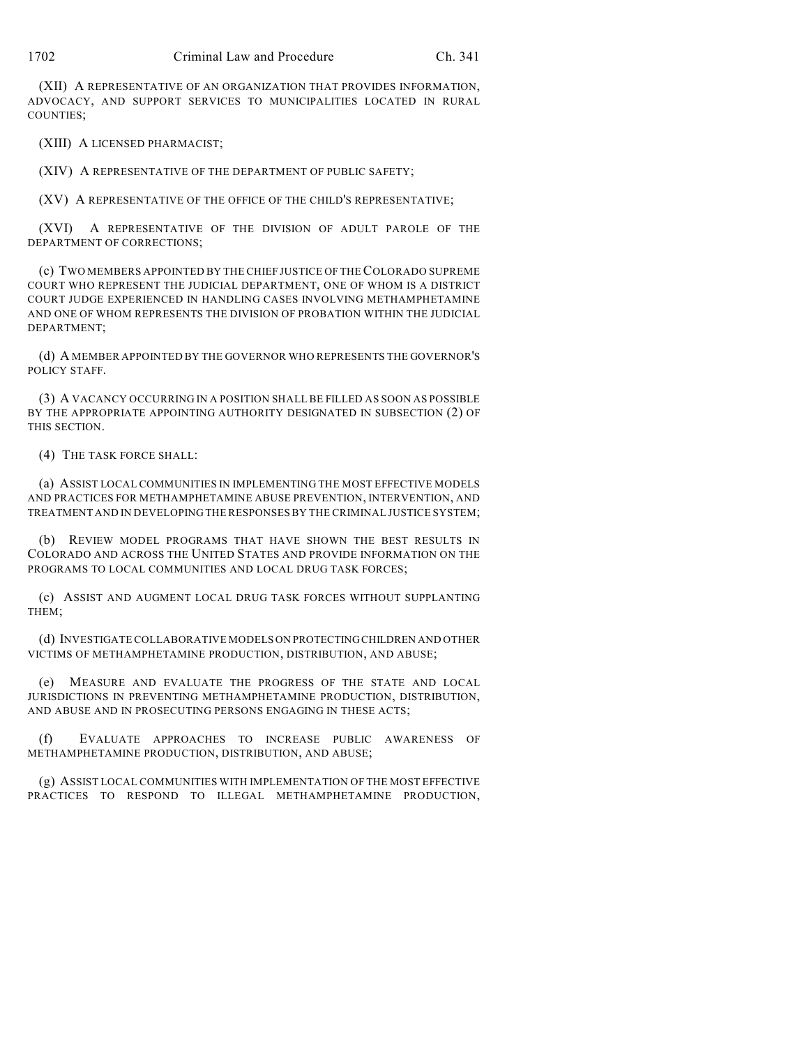(XII) A REPRESENTATIVE OF AN ORGANIZATION THAT PROVIDES INFORMATION, ADVOCACY, AND SUPPORT SERVICES TO MUNICIPALITIES LOCATED IN RURAL COUNTIES;

(XIII) A LICENSED PHARMACIST;

(XIV) A REPRESENTATIVE OF THE DEPARTMENT OF PUBLIC SAFETY;

(XV) A REPRESENTATIVE OF THE OFFICE OF THE CHILD'S REPRESENTATIVE;

(XVI) A REPRESENTATIVE OF THE DIVISION OF ADULT PAROLE OF THE DEPARTMENT OF CORRECTIONS;

(c) TWO MEMBERS APPOINTED BY THE CHIEF JUSTICE OF THE COLORADO SUPREME COURT WHO REPRESENT THE JUDICIAL DEPARTMENT, ONE OF WHOM IS A DISTRICT COURT JUDGE EXPERIENCED IN HANDLING CASES INVOLVING METHAMPHETAMINE AND ONE OF WHOM REPRESENTS THE DIVISION OF PROBATION WITHIN THE JUDICIAL DEPARTMENT;

(d) A MEMBER APPOINTED BY THE GOVERNOR WHO REPRESENTS THE GOVERNOR'S POLICY STAFF.

(3) A VACANCY OCCURRING IN A POSITION SHALL BE FILLED AS SOON AS POSSIBLE BY THE APPROPRIATE APPOINTING AUTHORITY DESIGNATED IN SUBSECTION (2) OF THIS SECTION.

(4) THE TASK FORCE SHALL:

(a) ASSIST LOCAL COMMUNITIES IN IMPLEMENTING THE MOST EFFECTIVE MODELS AND PRACTICES FOR METHAMPHETAMINE ABUSE PREVENTION, INTERVENTION, AND TREATMENT AND IN DEVELOPING THE RESPONSES BY THE CRIMINAL JUSTICE SYSTEM;

(b) REVIEW MODEL PROGRAMS THAT HAVE SHOWN THE BEST RESULTS IN COLORADO AND ACROSS THE UNITED STATES AND PROVIDE INFORMATION ON THE PROGRAMS TO LOCAL COMMUNITIES AND LOCAL DRUG TASK FORCES;

(c) ASSIST AND AUGMENT LOCAL DRUG TASK FORCES WITHOUT SUPPLANTING THEM;

(d) INVESTIGATE COLLABORATIVE MODELS ON PROTECTING CHILDREN AND OTHER VICTIMS OF METHAMPHETAMINE PRODUCTION, DISTRIBUTION, AND ABUSE;

(e) MEASURE AND EVALUATE THE PROGRESS OF THE STATE AND LOCAL JURISDICTIONS IN PREVENTING METHAMPHETAMINE PRODUCTION, DISTRIBUTION, AND ABUSE AND IN PROSECUTING PERSONS ENGAGING IN THESE ACTS;

(f) EVALUATE APPROACHES TO INCREASE PUBLIC AWARENESS OF METHAMPHETAMINE PRODUCTION, DISTRIBUTION, AND ABUSE;

(g) ASSIST LOCAL COMMUNITIES WITH IMPLEMENTATION OF THE MOST EFFECTIVE PRACTICES TO RESPOND TO ILLEGAL METHAMPHETAMINE PRODUCTION,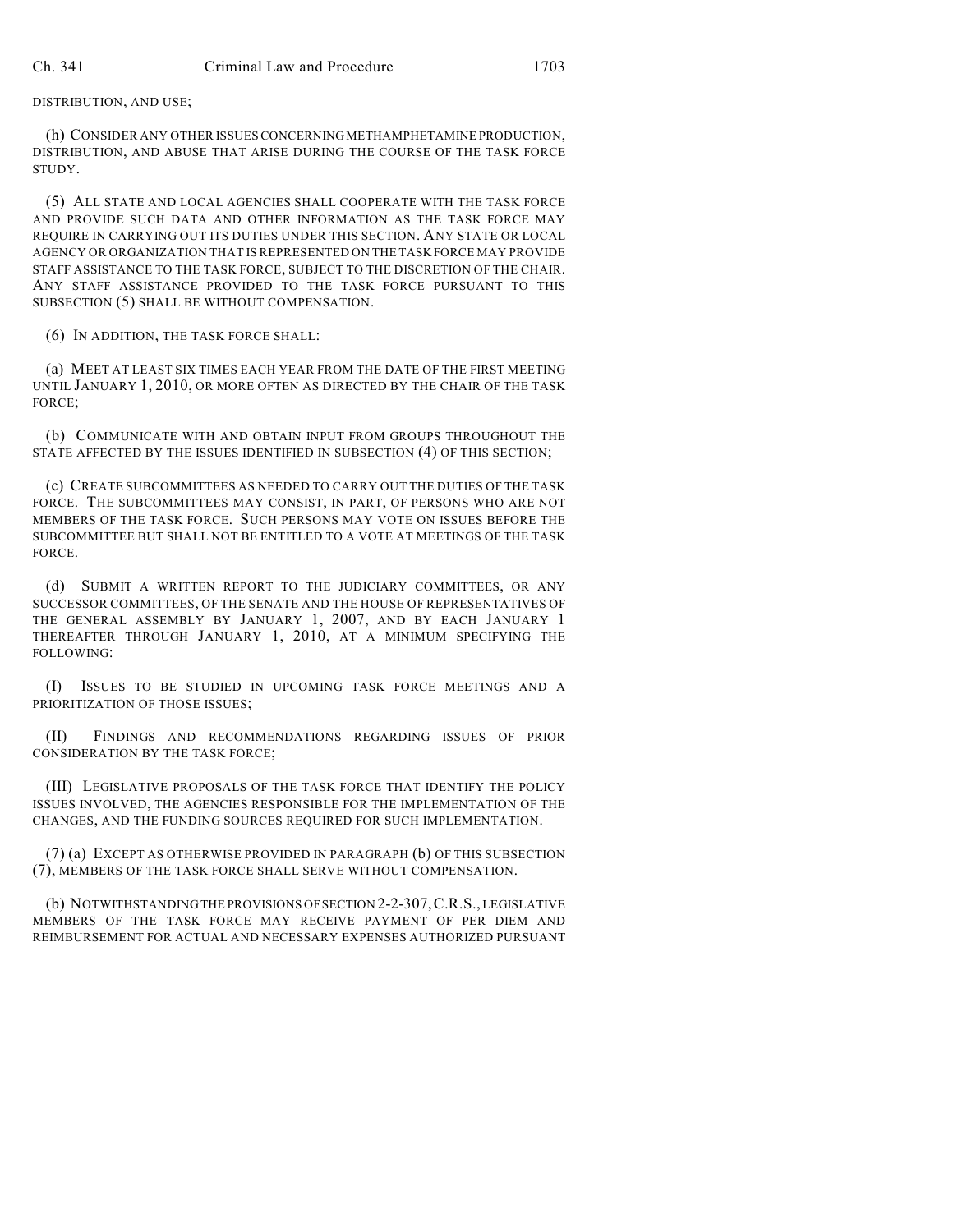DISTRIBUTION, AND USE;

(h) CONSIDER ANY OTHER ISSUES CONCERNING METHAMPHETAMINE PRODUCTION, DISTRIBUTION, AND ABUSE THAT ARISE DURING THE COURSE OF THE TASK FORCE STUDY.

(5) ALL STATE AND LOCAL AGENCIES SHALL COOPERATE WITH THE TASK FORCE AND PROVIDE SUCH DATA AND OTHER INFORMATION AS THE TASK FORCE MAY REQUIRE IN CARRYING OUT ITS DUTIES UNDER THIS SECTION. ANY STATE OR LOCAL AGENCY OR ORGANIZATION THAT IS REPRESENTED ON THE TASK FORCE MAY PROVIDE STAFF ASSISTANCE TO THE TASK FORCE, SUBJECT TO THE DISCRETION OF THE CHAIR. ANY STAFF ASSISTANCE PROVIDED TO THE TASK FORCE PURSUANT TO THIS SUBSECTION (5) SHALL BE WITHOUT COMPENSATION.

(6) IN ADDITION, THE TASK FORCE SHALL:

(a) MEET AT LEAST SIX TIMES EACH YEAR FROM THE DATE OF THE FIRST MEETING UNTIL JANUARY 1, 2010, OR MORE OFTEN AS DIRECTED BY THE CHAIR OF THE TASK FORCE;

(b) COMMUNICATE WITH AND OBTAIN INPUT FROM GROUPS THROUGHOUT THE STATE AFFECTED BY THE ISSUES IDENTIFIED IN SUBSECTION (4) OF THIS SECTION;

(c) CREATE SUBCOMMITTEES AS NEEDED TO CARRY OUT THE DUTIES OF THE TASK FORCE. THE SUBCOMMITTEES MAY CONSIST, IN PART, OF PERSONS WHO ARE NOT MEMBERS OF THE TASK FORCE. SUCH PERSONS MAY VOTE ON ISSUES BEFORE THE SUBCOMMITTEE BUT SHALL NOT BE ENTITLED TO A VOTE AT MEETINGS OF THE TASK FORCE.

(d) SUBMIT A WRITTEN REPORT TO THE JUDICIARY COMMITTEES, OR ANY SUCCESSOR COMMITTEES, OF THE SENATE AND THE HOUSE OF REPRESENTATIVES OF THE GENERAL ASSEMBLY BY JANUARY 1, 2007, AND BY EACH JANUARY 1 THEREAFTER THROUGH JANUARY 1, 2010, AT A MINIMUM SPECIFYING THE FOLLOWING:

(I) ISSUES TO BE STUDIED IN UPCOMING TASK FORCE MEETINGS AND A PRIORITIZATION OF THOSE ISSUES;

(II) FINDINGS AND RECOMMENDATIONS REGARDING ISSUES OF PRIOR CONSIDERATION BY THE TASK FORCE;

(III) LEGISLATIVE PROPOSALS OF THE TASK FORCE THAT IDENTIFY THE POLICY ISSUES INVOLVED, THE AGENCIES RESPONSIBLE FOR THE IMPLEMENTATION OF THE CHANGES, AND THE FUNDING SOURCES REQUIRED FOR SUCH IMPLEMENTATION.

(7) (a) EXCEPT AS OTHERWISE PROVIDED IN PARAGRAPH (b) OF THIS SUBSECTION (7), MEMBERS OF THE TASK FORCE SHALL SERVE WITHOUT COMPENSATION.

(b) NOTWITHSTANDING THE PROVISIONS OF SECTION 2-2-307, C.R.S., LEGISLATIVE MEMBERS OF THE TASK FORCE MAY RECEIVE PAYMENT OF PER DIEM AND REIMBURSEMENT FOR ACTUAL AND NECESSARY EXPENSES AUTHORIZED PURSUANT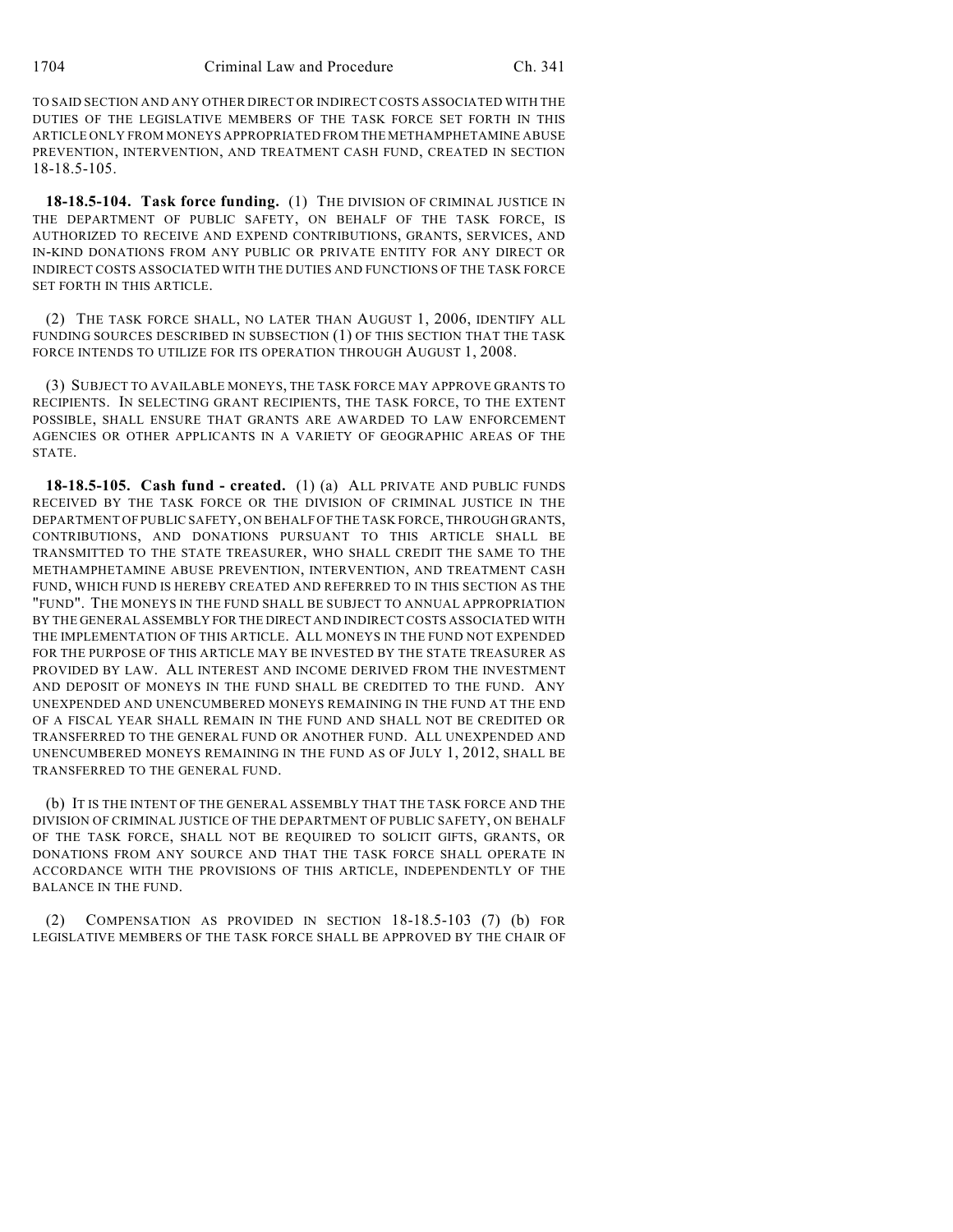TO SAID SECTION AND ANY OTHER DIRECT OR INDIRECT COSTS ASSOCIATED WITH THE DUTIES OF THE LEGISLATIVE MEMBERS OF THE TASK FORCE SET FORTH IN THIS ARTICLE ONLY FROM MONEYS APPROPRIATED FROM THE METHAMPHETAMINE ABUSE PREVENTION, INTERVENTION, AND TREATMENT CASH FUND, CREATED IN SECTION 18-18.5-105.

**18-18.5-104. Task force funding.** (1) THE DIVISION OF CRIMINAL JUSTICE IN THE DEPARTMENT OF PUBLIC SAFETY, ON BEHALF OF THE TASK FORCE, IS AUTHORIZED TO RECEIVE AND EXPEND CONTRIBUTIONS, GRANTS, SERVICES, AND IN-KIND DONATIONS FROM ANY PUBLIC OR PRIVATE ENTITY FOR ANY DIRECT OR INDIRECT COSTS ASSOCIATED WITH THE DUTIES AND FUNCTIONS OF THE TASK FORCE SET FORTH IN THIS ARTICLE.

(2) THE TASK FORCE SHALL, NO LATER THAN AUGUST 1, 2006, IDENTIFY ALL FUNDING SOURCES DESCRIBED IN SUBSECTION (1) OF THIS SECTION THAT THE TASK FORCE INTENDS TO UTILIZE FOR ITS OPERATION THROUGH AUGUST 1, 2008.

(3) SUBJECT TO AVAILABLE MONEYS, THE TASK FORCE MAY APPROVE GRANTS TO RECIPIENTS. IN SELECTING GRANT RECIPIENTS, THE TASK FORCE, TO THE EXTENT POSSIBLE, SHALL ENSURE THAT GRANTS ARE AWARDED TO LAW ENFORCEMENT AGENCIES OR OTHER APPLICANTS IN A VARIETY OF GEOGRAPHIC AREAS OF THE STATE.

**18-18.5-105. Cash fund - created.** (1) (a) ALL PRIVATE AND PUBLIC FUNDS RECEIVED BY THE TASK FORCE OR THE DIVISION OF CRIMINAL JUSTICE IN THE DEPARTMENT OF PUBLIC SAFETY, ON BEHALF OF THE TASK FORCE, THROUGH GRANTS, CONTRIBUTIONS, AND DONATIONS PURSUANT TO THIS ARTICLE SHALL BE TRANSMITTED TO THE STATE TREASURER, WHO SHALL CREDIT THE SAME TO THE METHAMPHETAMINE ABUSE PREVENTION, INTERVENTION, AND TREATMENT CASH FUND, WHICH FUND IS HEREBY CREATED AND REFERRED TO IN THIS SECTION AS THE "FUND". THE MONEYS IN THE FUND SHALL BE SUBJECT TO ANNUAL APPROPRIATION BY THE GENERAL ASSEMBLY FOR THE DIRECT AND INDIRECT COSTS ASSOCIATED WITH THE IMPLEMENTATION OF THIS ARTICLE. ALL MONEYS IN THE FUND NOT EXPENDED FOR THE PURPOSE OF THIS ARTICLE MAY BE INVESTED BY THE STATE TREASURER AS PROVIDED BY LAW. ALL INTEREST AND INCOME DERIVED FROM THE INVESTMENT AND DEPOSIT OF MONEYS IN THE FUND SHALL BE CREDITED TO THE FUND. ANY UNEXPENDED AND UNENCUMBERED MONEYS REMAINING IN THE FUND AT THE END OF A FISCAL YEAR SHALL REMAIN IN THE FUND AND SHALL NOT BE CREDITED OR TRANSFERRED TO THE GENERAL FUND OR ANOTHER FUND. ALL UNEXPENDED AND UNENCUMBERED MONEYS REMAINING IN THE FUND AS OF JULY 1, 2012, SHALL BE TRANSFERRED TO THE GENERAL FUND.

(b) IT IS THE INTENT OF THE GENERAL ASSEMBLY THAT THE TASK FORCE AND THE DIVISION OF CRIMINAL JUSTICE OF THE DEPARTMENT OF PUBLIC SAFETY, ON BEHALF OF THE TASK FORCE, SHALL NOT BE REQUIRED TO SOLICIT GIFTS, GRANTS, OR DONATIONS FROM ANY SOURCE AND THAT THE TASK FORCE SHALL OPERATE IN ACCORDANCE WITH THE PROVISIONS OF THIS ARTICLE, INDEPENDENTLY OF THE BALANCE IN THE FUND.

(2) COMPENSATION AS PROVIDED IN SECTION 18-18.5-103 (7) (b) FOR LEGISLATIVE MEMBERS OF THE TASK FORCE SHALL BE APPROVED BY THE CHAIR OF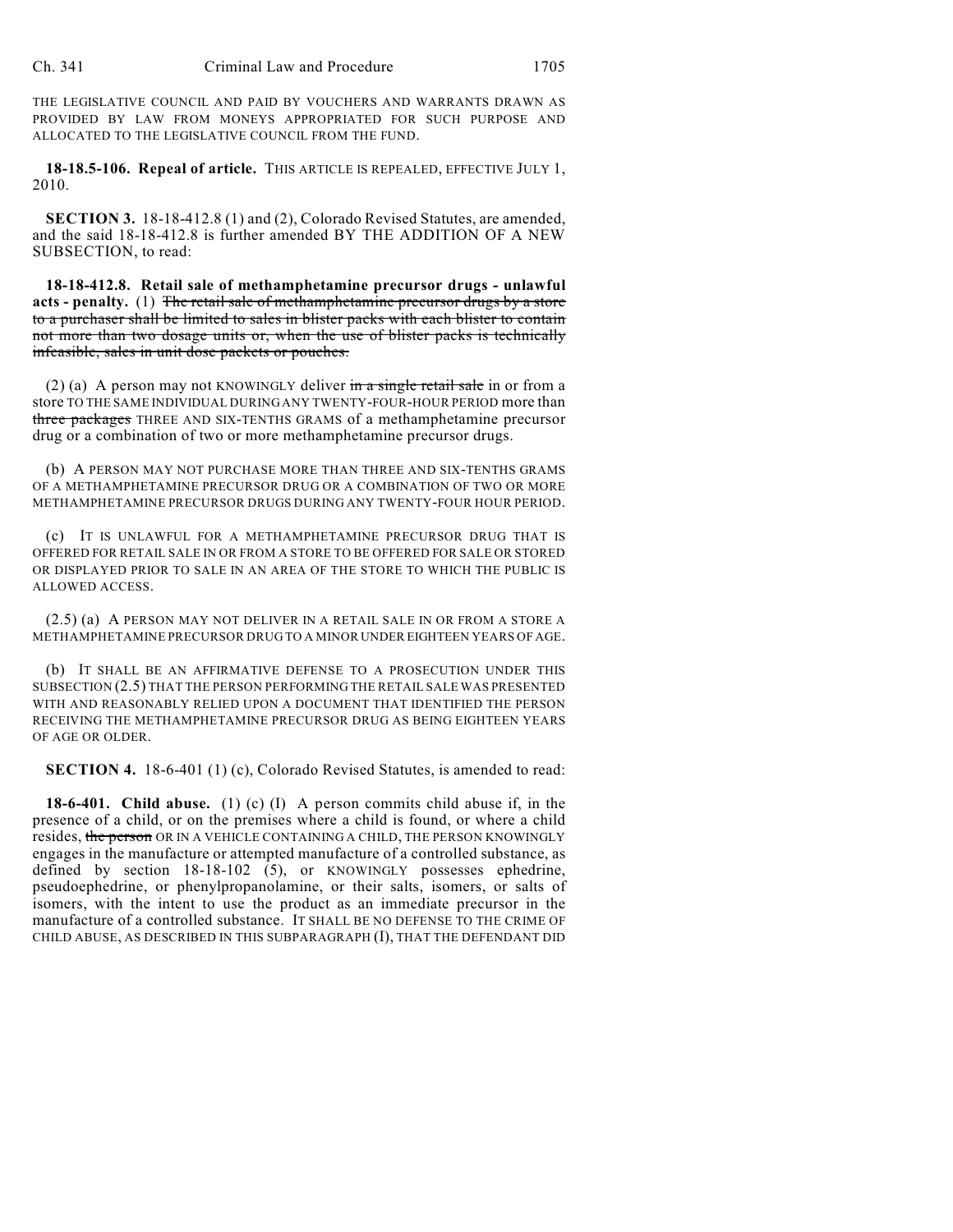THE LEGISLATIVE COUNCIL AND PAID BY VOUCHERS AND WARRANTS DRAWN AS PROVIDED BY LAW FROM MONEYS APPROPRIATED FOR SUCH PURPOSE AND ALLOCATED TO THE LEGISLATIVE COUNCIL FROM THE FUND.

**18-18.5-106. Repeal of article.** THIS ARTICLE IS REPEALED, EFFECTIVE JULY 1, 2010.

**SECTION 3.** 18-18-412.8 (1) and (2), Colorado Revised Statutes, are amended, and the said 18-18-412.8 is further amended BY THE ADDITION OF A NEW SUBSECTION, to read:

**18-18-412.8. Retail sale of methamphetamine precursor drugs - unlawful acts - penalty.** (1) ~~The retail sale of methamphetamine precursor drugs by a store to a purchaser shall be limited to sales in blister packs with each blister to contain not more than two dosage units or, when the use of blister packs is technically infeasible, sales in unit dose packets or pouches.~~

(2) (a) A person may not KNOWINGLY deliver ~~in a single retail sale~~ in or from a store TO THE SAME INDIVIDUAL DURING ANY TWENTY-FOUR-HOUR PERIOD more than ~~three packages~~ THREE AND SIX-TENTHS GRAMS of a methamphetamine precursor drug or a combination of two or more methamphetamine precursor drugs.

(b) A PERSON MAY NOT PURCHASE MORE THAN THREE AND SIX-TENTHS GRAMS OF A METHAMPHETAMINE PRECURSOR DRUG OR A COMBINATION OF TWO OR MORE METHAMPHETAMINE PRECURSOR DRUGS DURING ANY TWENTY-FOUR HOUR PERIOD.

(c) IT IS UNLAWFUL FOR A METHAMPHETAMINE PRECURSOR DRUG THAT IS OFFERED FOR RETAIL SALE IN OR FROM A STORE TO BE OFFERED FOR SALE OR STORED OR DISPLAYED PRIOR TO SALE IN AN AREA OF THE STORE TO WHICH THE PUBLIC IS ALLOWED ACCESS.

(2.5) (a) A PERSON MAY NOT DELIVER IN A RETAIL SALE IN OR FROM A STORE A METHAMPHETAMINE PRECURSOR DRUG TO A MINOR UNDER EIGHTEEN YEARS OF AGE.

(b) IT SHALL BE AN AFFIRMATIVE DEFENSE TO A PROSECUTION UNDER THIS SUBSECTION (2.5) THAT THE PERSON PERFORMING THE RETAIL SALE WAS PRESENTED WITH AND REASONABLY RELIED UPON A DOCUMENT THAT IDENTIFIED THE PERSON RECEIVING THE METHAMPHETAMINE PRECURSOR DRUG AS BEING EIGHTEEN YEARS OF AGE OR OLDER.

**SECTION 4.** 18-6-401 (1) (c), Colorado Revised Statutes, is amended to read:

**18-6-401. Child abuse.** (1) (c) (I) A person commits child abuse if, in the presence of a child, or on the premises where a child is found, or where a child resides, ~~the person~~ OR IN A VEHICLE CONTAINING A CHILD, THE PERSON KNOWINGLY engages in the manufacture or attempted manufacture of a controlled substance, as defined by section 18-18-102 (5), or KNOWINGLY possesses ephedrine, pseudoephedrine, or phenylpropanolamine, or their salts, isomers, or salts of isomers, with the intent to use the product as an immediate precursor in the manufacture of a controlled substance. IT SHALL BE NO DEFENSE TO THE CRIME OF CHILD ABUSE, AS DESCRIBED IN THIS SUBPARAGRAPH (I), THAT THE DEFENDANT DID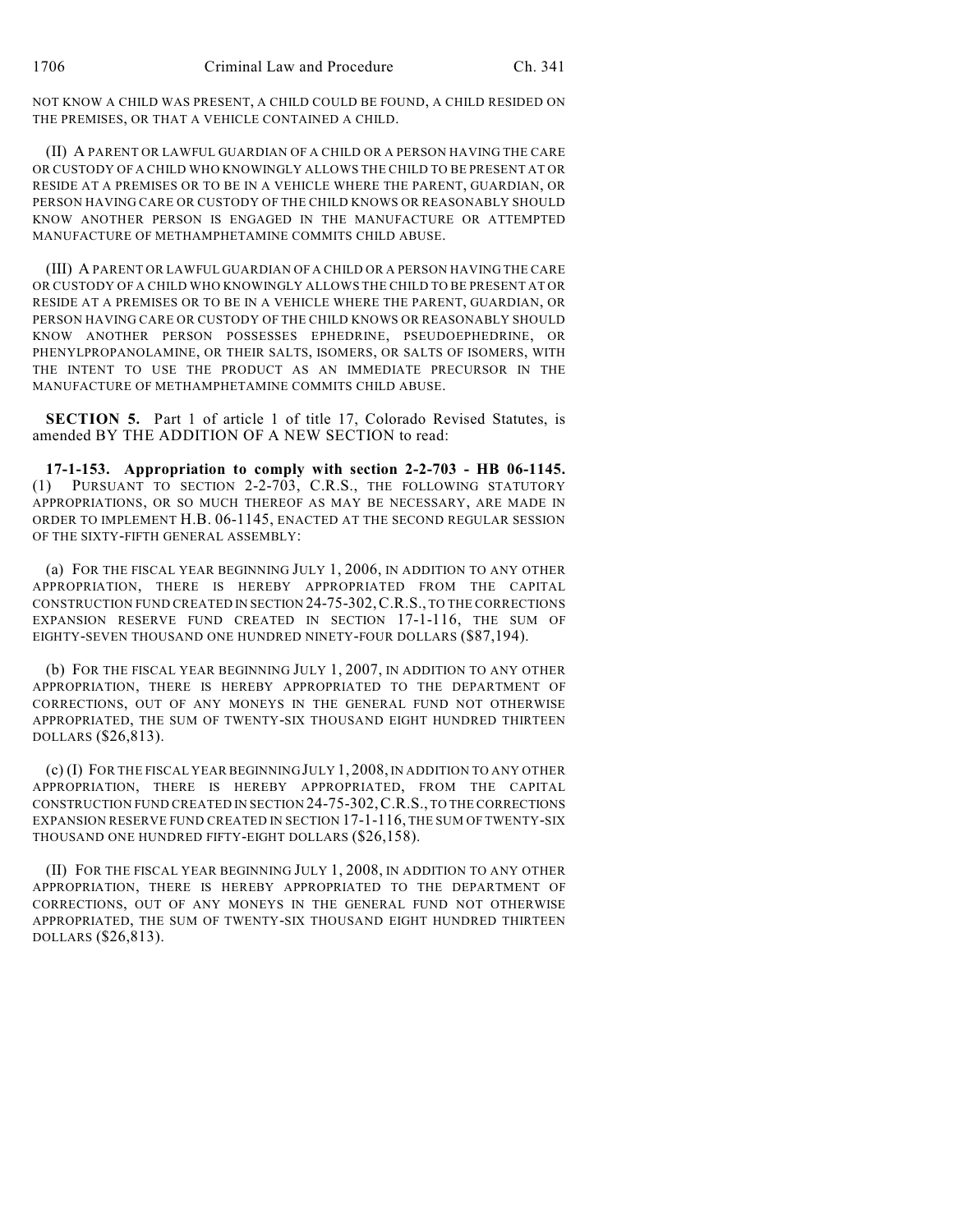NOT KNOW A CHILD WAS PRESENT, A CHILD COULD BE FOUND, A CHILD RESIDED ON THE PREMISES, OR THAT A VEHICLE CONTAINED A CHILD.

(II) A PARENT OR LAWFUL GUARDIAN OF A CHILD OR A PERSON HAVING THE CARE OR CUSTODY OF A CHILD WHO KNOWINGLY ALLOWS THE CHILD TO BE PRESENT AT OR RESIDE AT A PREMISES OR TO BE IN A VEHICLE WHERE THE PARENT, GUARDIAN, OR PERSON HAVING CARE OR CUSTODY OF THE CHILD KNOWS OR REASONABLY SHOULD KNOW ANOTHER PERSON IS ENGAGED IN THE MANUFACTURE OR ATTEMPTED MANUFACTURE OF METHAMPHETAMINE COMMITS CHILD ABUSE.

(III) A PARENT OR LAWFUL GUARDIAN OF A CHILD OR A PERSON HAVING THE CARE OR CUSTODY OF A CHILD WHO KNOWINGLY ALLOWS THE CHILD TO BE PRESENT AT OR RESIDE AT A PREMISES OR TO BE IN A VEHICLE WHERE THE PARENT, GUARDIAN, OR PERSON HAVING CARE OR CUSTODY OF THE CHILD KNOWS OR REASONABLY SHOULD KNOW ANOTHER PERSON POSSESSES EPHEDRINE, PSEUDOEPHEDRINE, OR PHENYLPROPANOLAMINE, OR THEIR SALTS, ISOMERS, OR SALTS OF ISOMERS, WITH THE INTENT TO USE THE PRODUCT AS AN IMMEDIATE PRECURSOR IN THE MANUFACTURE OF METHAMPHETAMINE COMMITS CHILD ABUSE.

**SECTION 5.** Part 1 of article 1 of title 17, Colorado Revised Statutes, is amended BY THE ADDITION OF A NEW SECTION to read:

**17-1-153. Appropriation to comply with section 2-2-703 - HB 06-1145.** (1) PURSUANT TO SECTION 2-2-703, C.R.S., THE FOLLOWING STATUTORY APPROPRIATIONS, OR SO MUCH THEREOF AS MAY BE NECESSARY, ARE MADE IN ORDER TO IMPLEMENT H.B. 06-1145, ENACTED AT THE SECOND REGULAR SESSION OF THE SIXTY-FIFTH GENERAL ASSEMBLY:

(a) FOR THE FISCAL YEAR BEGINNING JULY 1, 2006, IN ADDITION TO ANY OTHER APPROPRIATION, THERE IS HEREBY APPROPRIATED FROM THE CAPITAL CONSTRUCTION FUND CREATED IN SECTION 24-75-302, C.R.S., TO THE CORRECTIONS EXPANSION RESERVE FUND CREATED IN SECTION 17-1-116, THE SUM OF EIGHTY-SEVEN THOUSAND ONE HUNDRED NINETY-FOUR DOLLARS ($87,194).

(b) FOR THE FISCAL YEAR BEGINNING JULY 1, 2007, IN ADDITION TO ANY OTHER APPROPRIATION, THERE IS HEREBY APPROPRIATED TO THE DEPARTMENT OF CORRECTIONS, OUT OF ANY MONEYS IN THE GENERAL FUND NOT OTHERWISE APPROPRIATED, THE SUM OF TWENTY-SIX THOUSAND EIGHT HUNDRED THIRTEEN DOLLARS ($26,813).

(c) (I) FOR THE FISCAL YEAR BEGINNING JULY 1, 2008, IN ADDITION TO ANY OTHER APPROPRIATION, THERE IS HEREBY APPROPRIATED, FROM THE CAPITAL CONSTRUCTION FUND CREATED IN SECTION 24-75-302, C.R.S., TO THE CORRECTIONS EXPANSION RESERVE FUND CREATED IN SECTION 17-1-116, THE SUM OF TWENTY-SIX THOUSAND ONE HUNDRED FIFTY-EIGHT DOLLARS ($26,158).

(II) FOR THE FISCAL YEAR BEGINNING JULY 1, 2008, IN ADDITION TO ANY OTHER APPROPRIATION, THERE IS HEREBY APPROPRIATED TO THE DEPARTMENT OF CORRECTIONS, OUT OF ANY MONEYS IN THE GENERAL FUND NOT OTHERWISE APPROPRIATED, THE SUM OF TWENTY-SIX THOUSAND EIGHT HUNDRED THIRTEEN DOLLARS ($26,813).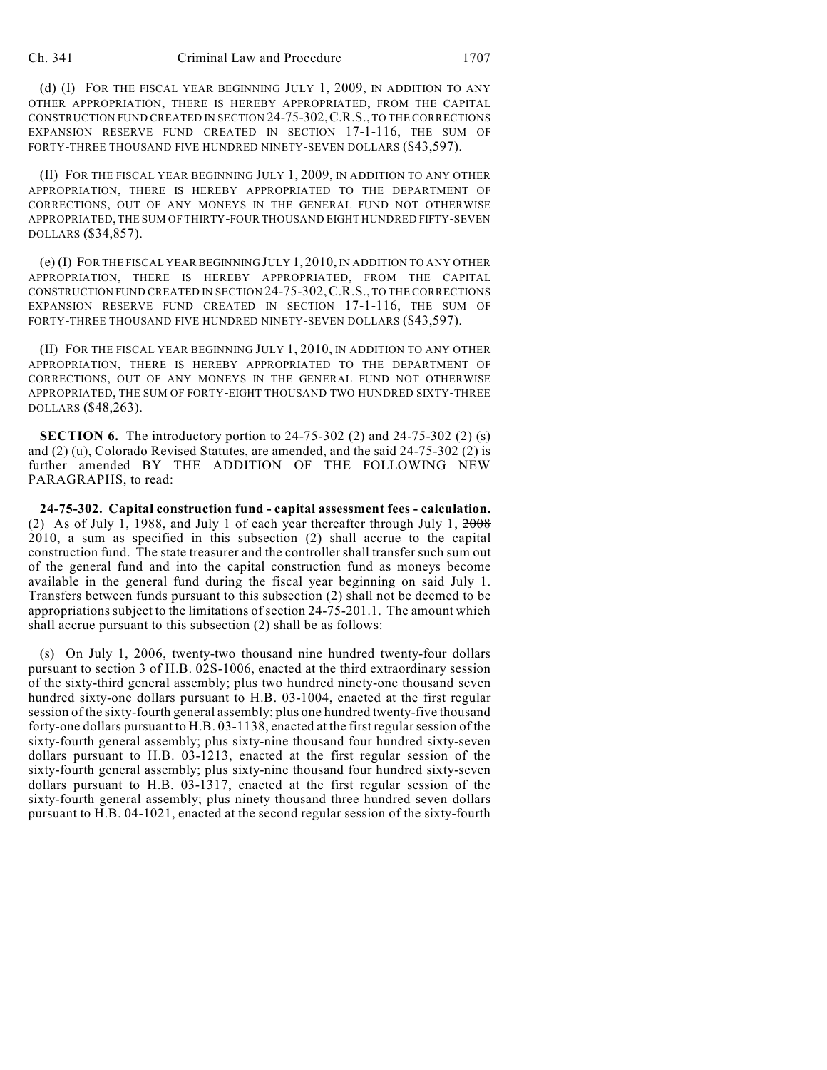(d) (I) FOR THE FISCAL YEAR BEGINNING JULY 1, 2009, IN ADDITION TO ANY OTHER APPROPRIATION, THERE IS HEREBY APPROPRIATED, FROM THE CAPITAL CONSTRUCTION FUND CREATED IN SECTION 24-75-302, C.R.S., TO THE CORRECTIONS EXPANSION RESERVE FUND CREATED IN SECTION 17-1-116, THE SUM OF FORTY-THREE THOUSAND FIVE HUNDRED NINETY-SEVEN DOLLARS ($43,597).

(II) FOR THE FISCAL YEAR BEGINNING JULY 1, 2009, IN ADDITION TO ANY OTHER APPROPRIATION, THERE IS HEREBY APPROPRIATED TO THE DEPARTMENT OF CORRECTIONS, OUT OF ANY MONEYS IN THE GENERAL FUND NOT OTHERWISE APPROPRIATED, THE SUM OF THIRTY-FOUR THOUSAND EIGHT HUNDRED FIFTY-SEVEN DOLLARS ($34,857).

(e) (I) FOR THE FISCAL YEAR BEGINNING JULY 1, 2010, IN ADDITION TO ANY OTHER APPROPRIATION, THERE IS HEREBY APPROPRIATED, FROM THE CAPITAL CONSTRUCTION FUND CREATED IN SECTION 24-75-302, C.R.S., TO THE CORRECTIONS EXPANSION RESERVE FUND CREATED IN SECTION 17-1-116, THE SUM OF FORTY-THREE THOUSAND FIVE HUNDRED NINETY-SEVEN DOLLARS ($43,597).

(II) FOR THE FISCAL YEAR BEGINNING JULY 1, 2010, IN ADDITION TO ANY OTHER APPROPRIATION, THERE IS HEREBY APPROPRIATED TO THE DEPARTMENT OF CORRECTIONS, OUT OF ANY MONEYS IN THE GENERAL FUND NOT OTHERWISE APPROPRIATED, THE SUM OF FORTY-EIGHT THOUSAND TWO HUNDRED SIXTY-THREE DOLLARS ($48,263).

**SECTION 6.** The introductory portion to 24-75-302 (2) and 24-75-302 (2) (s) and (2) (u), Colorado Revised Statutes, are amended, and the said 24-75-302 (2) is further amended BY THE ADDITION OF THE FOLLOWING NEW PARAGRAPHS, to read:

**24-75-302. Capital construction fund - capital assessment fees - calculation.** (2) As of July 1, 1988, and July 1 of each year thereafter through July 1, ~~2008~~ 2010, a sum as specified in this subsection (2) shall accrue to the capital construction fund. The state treasurer and the controller shall transfer such sum out of the general fund and into the capital construction fund as moneys become available in the general fund during the fiscal year beginning on said July 1. Transfers between funds pursuant to this subsection (2) shall not be deemed to be appropriations subject to the limitations of section 24-75-201.1. The amount which shall accrue pursuant to this subsection (2) shall be as follows:

(s) On July 1, 2006, twenty-two thousand nine hundred twenty-four dollars pursuant to section 3 of H.B. 02S-1006, enacted at the third extraordinary session of the sixty-third general assembly; plus two hundred ninety-one thousand seven hundred sixty-one dollars pursuant to H.B. 03-1004, enacted at the first regular session of the sixty-fourth general assembly; plus one hundred twenty-five thousand forty-one dollars pursuant to H.B. 03-1138, enacted at the first regular session of the sixty-fourth general assembly; plus sixty-nine thousand four hundred sixty-seven dollars pursuant to H.B. 03-1213, enacted at the first regular session of the sixty-fourth general assembly; plus sixty-nine thousand four hundred sixty-seven dollars pursuant to H.B. 03-1317, enacted at the first regular session of the sixty-fourth general assembly; plus ninety thousand three hundred seven dollars pursuant to H.B. 04-1021, enacted at the second regular session of the sixty-fourth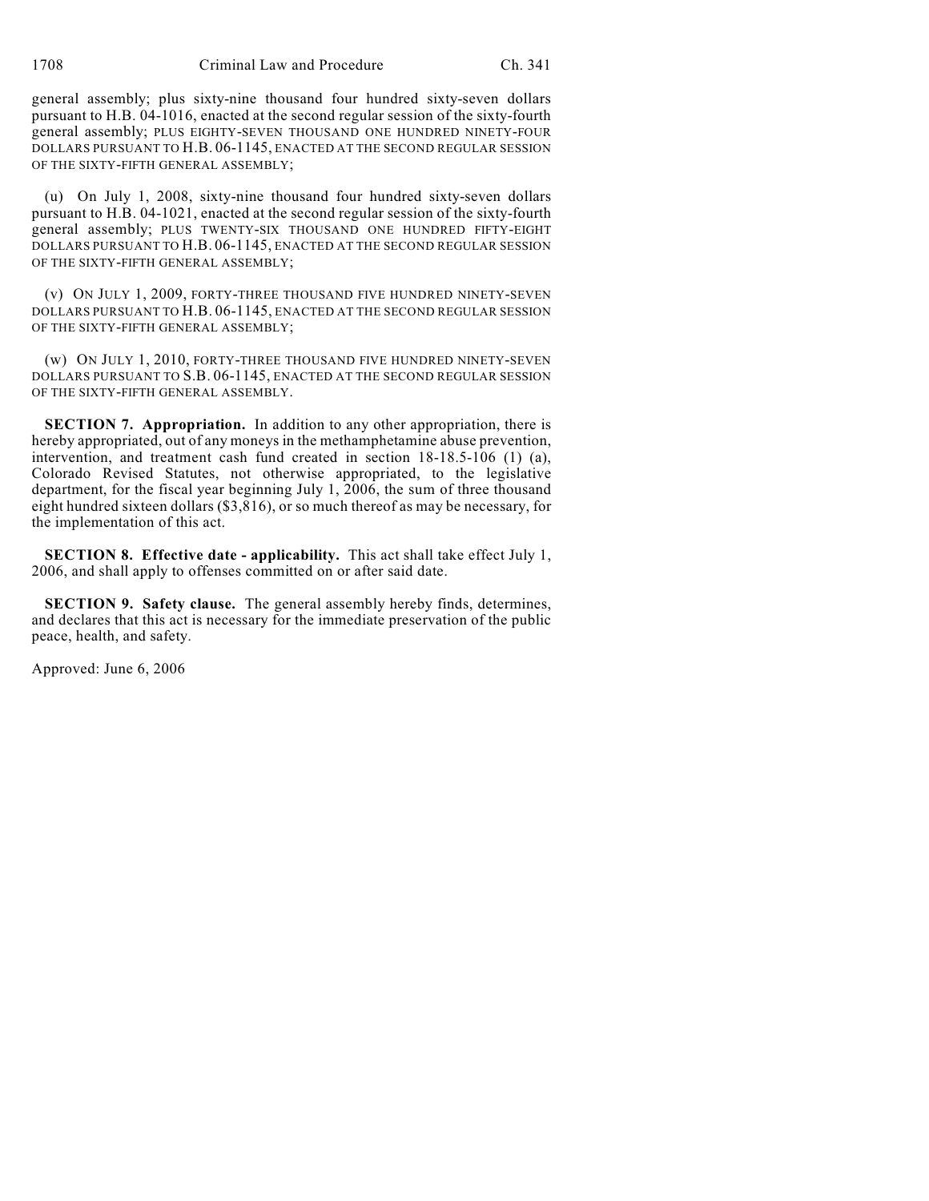general assembly; plus sixty-nine thousand four hundred sixty-seven dollars pursuant to H.B. 04-1016, enacted at the second regular session of the sixty-fourth general assembly; PLUS EIGHTY-SEVEN THOUSAND ONE HUNDRED NINETY-FOUR DOLLARS PURSUANT TO H.B. 06-1145, ENACTED AT THE SECOND REGULAR SESSION OF THE SIXTY-FIFTH GENERAL ASSEMBLY;

(u) On July 1, 2008, sixty-nine thousand four hundred sixty-seven dollars pursuant to H.B. 04-1021, enacted at the second regular session of the sixty-fourth general assembly; PLUS TWENTY-SIX THOUSAND ONE HUNDRED FIFTY-EIGHT DOLLARS PURSUANT TO H.B. 06-1145, ENACTED AT THE SECOND REGULAR SESSION OF THE SIXTY-FIFTH GENERAL ASSEMBLY;

(v) ON JULY 1, 2009, FORTY-THREE THOUSAND FIVE HUNDRED NINETY-SEVEN DOLLARS PURSUANT TO H.B. 06-1145, ENACTED AT THE SECOND REGULAR SESSION OF THE SIXTY-FIFTH GENERAL ASSEMBLY;

(w) ON JULY 1, 2010, FORTY-THREE THOUSAND FIVE HUNDRED NINETY-SEVEN DOLLARS PURSUANT TO S.B. 06-1145, ENACTED AT THE SECOND REGULAR SESSION OF THE SIXTY-FIFTH GENERAL ASSEMBLY.

**SECTION 7. Appropriation.** In addition to any other appropriation, there is hereby appropriated, out of any moneys in the methamphetamine abuse prevention, intervention, and treatment cash fund created in section 18-18.5-106 (1) (a), Colorado Revised Statutes, not otherwise appropriated, to the legislative department, for the fiscal year beginning July 1, 2006, the sum of three thousand eight hundred sixteen dollars ($3,816), or so much thereof as may be necessary, for the implementation of this act.

**SECTION 8. Effective date - applicability.** This act shall take effect July 1, 2006, and shall apply to offenses committed on or after said date.

**SECTION 9. Safety clause.** The general assembly hereby finds, determines, and declares that this act is necessary for the immediate preservation of the public peace, health, and safety.

Approved: June 6, 2006